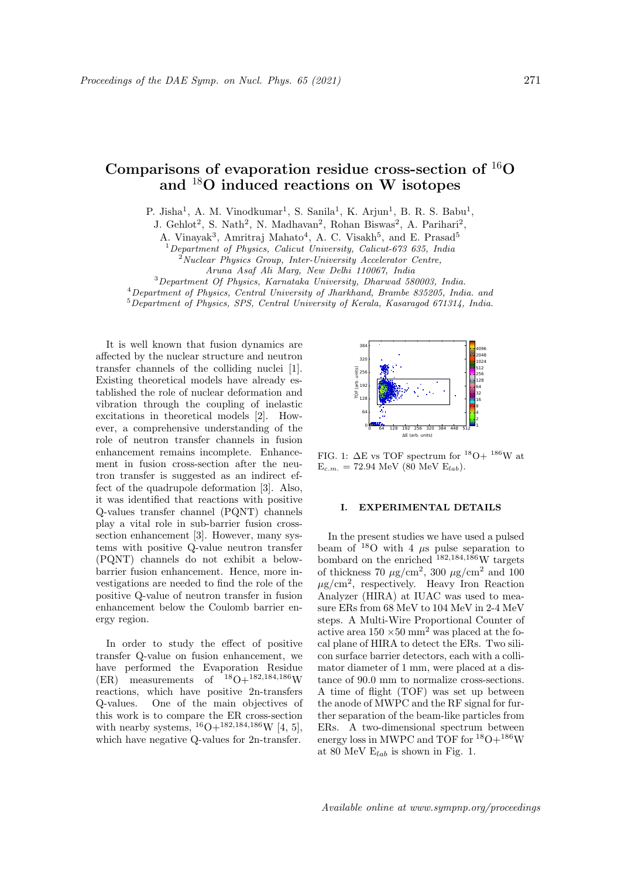# Comparisons of evaporation residue cross-section of $^{16}$O and $^{18}$O induced reactions on W isotopes

P. Jisha[1], A. M. Vinodkumar[1], S. Sanila[1], K. Arjun[1], B. R. S. Babu[1], J. Gehlot[2], S. Nath[2], N. Madhavan[2], Rohan Biswas[2], A. Parihari[2], A. Vinayak[3], Amritraj Mahato[4], A. C. Visakh[5], and E. Prasad[5]

[1]*Department of Physics, Calicut University, Calicut-673 635, India*
[2]*Nuclear Physics Group, Inter-University Accelerator Centre, Aruna Asaf Ali Marg, New Delhi 110067, India*
[3]*Department Of Physics, Karnataka University, Dharwad 580003, India.*
[4]*Department of Physics, Central University of Jharkhand, Brambe 835205, India. and*
[5]*Department of Physics, SPS, Central University of Kerala, Kasaragod 671314, India.*

It is well known that fusion dynamics are affected by the nuclear structure and neutron transfer channels of the colliding nuclei [1]. Existing theoretical models have already established the role of nuclear deformation and vibration through the coupling of inelastic excitations in theoretical models [2]. However, a comprehensive understanding of the role of neutron transfer channels in fusion enhancement remains incomplete. Enhancement in fusion cross-section after the neutron transfer is suggested as an indirect effect of the quadrupole deformation [3]. Also, it was identified that reactions with positive Q-values transfer channel (PQNT) channels play a vital role in sub-barrier fusion cross-section enhancement [3]. However, many systems with positive Q-value neutron transfer (PQNT) channels do not exhibit a below-barrier fusion enhancement. Hence, more investigations are needed to find the role of the positive Q-value of neutron transfer in fusion enhancement below the Coulomb barrier energy region.

In order to study the effect of positive transfer Q-value on fusion enhancement, we have performed the Evaporation Residue (ER) measurements of $^{18}$O+$^{182,184,186}$W reactions, which have positive 2n-transfers Q-values. One of the main objectives of this work is to compare the ER cross-section with nearby systems, $^{16}$O+$^{182,184,186}$W [4, 5], which have negative Q-values for 2n-transfer.

FIG. 1: ΔE vs TOF spectrum for $^{18}$O+ $^{186}$W at $E_{c.m.}$ = 72.94 MeV (80 MeV $E_{lab}$).

## I. EXPERIMENTAL DETAILS

In the present studies we have used a pulsed beam of $^{18}$O with 4 $\mu$s pulse separation to bombard on the enriched $^{182,184,186}$W targets of thickness 70 $\mu$g/cm$^2$, 300 $\mu$g/cm$^2$ and 100 $\mu$g/cm$^2$, respectively. Heavy Iron Reaction Analyzer (HIRA) at IUAC was used to measure ERs from 68 MeV to 104 MeV in 2-4 MeV steps. A Multi-Wire Proportional Counter of active area 150 ×50 mm$^2$ was placed at the focal plane of HIRA to detect the ERs. Two silicon surface barrier detectors, each with a collimator diameter of 1 mm, were placed at a distance of 90.0 mm to normalize cross-sections. A time of flight (TOF) was set up between the anode of MWPC and the RF signal for further separation of the beam-like particles from ERs. A two-dimensional spectrum between energy loss in MWPC and TOF for $^{18}$O+$^{186}$W at 80 MeV $E_{lab}$ is shown in Fig. 1.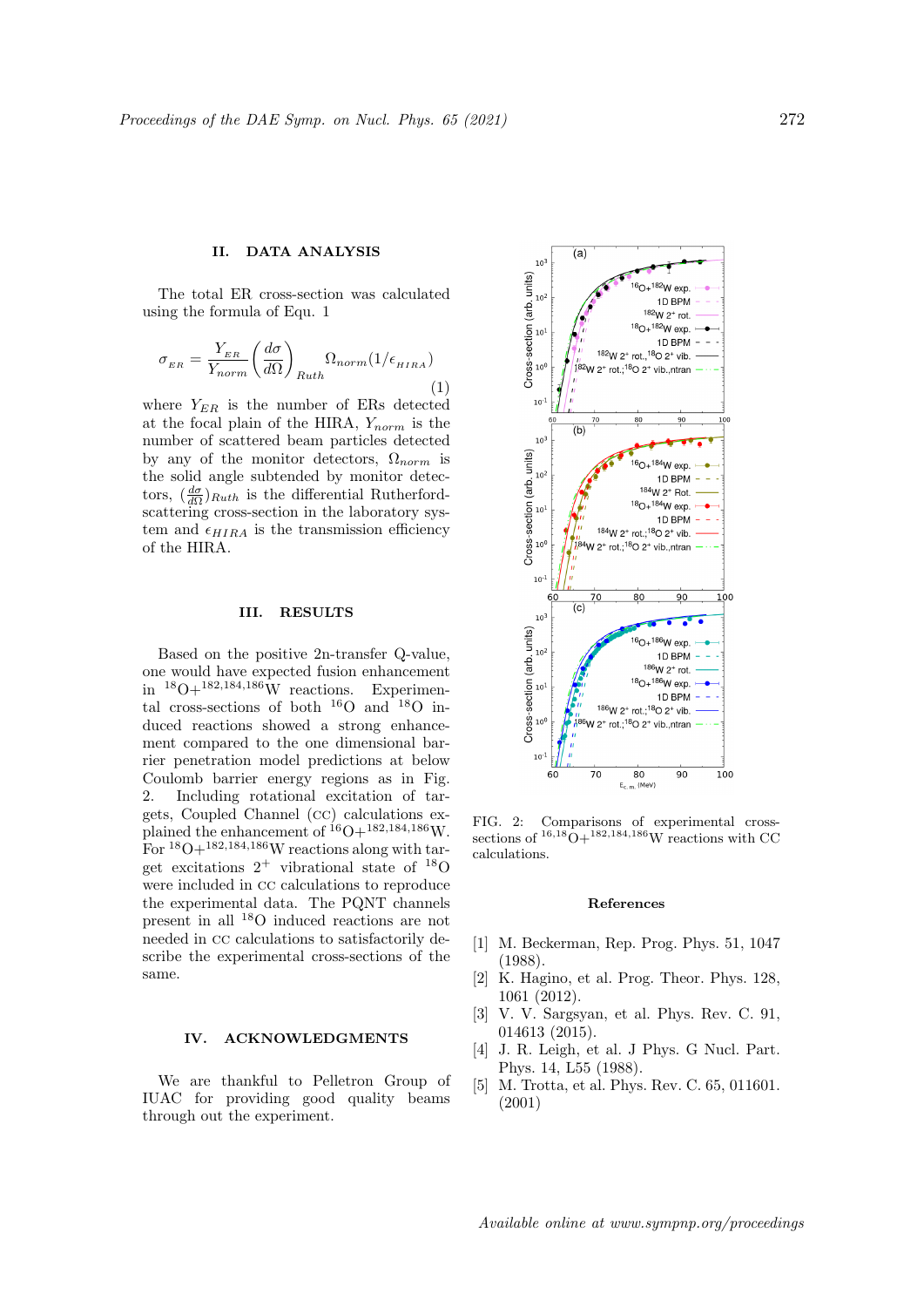## II. DATA ANALYSIS

The total ER cross-section was calculated using the formula of Equ. 1

$$\sigma_{ER} = \frac{Y_{ER}}{Y_{norm}} \left(\frac{d\sigma}{d\Omega}\right)_{Ruth} \Omega_{norm}(1/\epsilon_{HIRA}) \tag{1}$$

where $Y_{ER}$ is the number of ERs detected at the focal plain of the HIRA, $Y_{norm}$ is the number of scattered beam particles detected by any of the monitor detectors, $\Omega_{norm}$ is the solid angle subtended by monitor detectors, $(\frac{d\sigma}{d\Omega})_{Ruth}$ is the differential Rutherford-scattering cross-section in the laboratory system and $\epsilon_{HIRA}$ is the transmission efficiency of the HIRA.

## III. RESULTS

Based on the positive 2n-transfer Q-value, one would have expected fusion enhancement in $^{18}$O+$^{182,184,186}$W reactions. Experimental cross-sections of both $^{16}$O and $^{18}$O induced reactions showed a strong enhancement compared to the one dimensional barrier penetration model predictions at below Coulomb barrier energy regions as in Fig. 2. Including rotational excitation of targets, Coupled Channel (CC) calculations explained the enhancement of $^{16}$O+$^{182,184,186}$W. For $^{18}$O+$^{182,184,186}$W reactions along with target excitations $2^+$ vibrational state of $^{18}$O were included in CC calculations to reproduce the experimental data. The PQNT channels present in all $^{18}$O induced reactions are not needed in CC calculations to satisfactorily describe the experimental cross-sections of the same.

## IV. ACKNOWLEDGMENTS

We are thankful to Pelletron Group of IUAC for providing good quality beams through out the experiment.

(a)
Cross-section (arb. units)
$^{16}$O+$^{182}$W exp.
1D BPM
$^{182}$W 2+ rot.
$^{18}$O+$^{182}$W exp.
1D BPM
$^{182}$W 2+ rot.,$^{18}$O 2+ vib.
$^{182}$W 2+ rot.;$^{18}$O 2+ vib.,ntran

(b)
Cross-section (arb. units)
$^{16}$O+$^{184}$W exp.
1D BPM
$^{184}$W 2+ Rot.
$^{18}$O+$^{184}$W exp.
1D BPM
$^{184}$W 2+ rot.;$^{18}$O 2+ vib.
$^{184}$W 2+ rot.;$^{18}$O 2+ vib.,ntran

(c)
Cross-section (arb. units)
$^{16}$O+$^{186}$W exp.
1D BPM
$^{186}$W 2+ rot.
$^{18}$O+$^{186}$W exp.
1D BPM
$^{186}$W 2+ rot.;$^{18}$O 2+ vib.
$^{186}$W 2+ rot.;$^{18}$O 2+ vib.,ntran
60 70 80 90 100
$E_{c.m.}$ (MeV)

FIG. 2: Comparisons of experimental cross-sections of $^{16,18}$O+$^{182,184,186}$W reactions with CC calculations.

### References

[1] M. Beckerman, Rep. Prog. Phys. 51, 1047 (1988).

[2] K. Hagino, et al. Prog. Theor. Phys. 128, 1061 (2012).

[3] V. V. Sargsyan, et al. Phys. Rev. C. 91, 014613 (2015).

[4] J. R. Leigh, et al. J Phys. G Nucl. Part. Phys. 14, L55 (1988).

[5] M. Trotta, et al. Phys. Rev. C. 65, 011601. (2001)